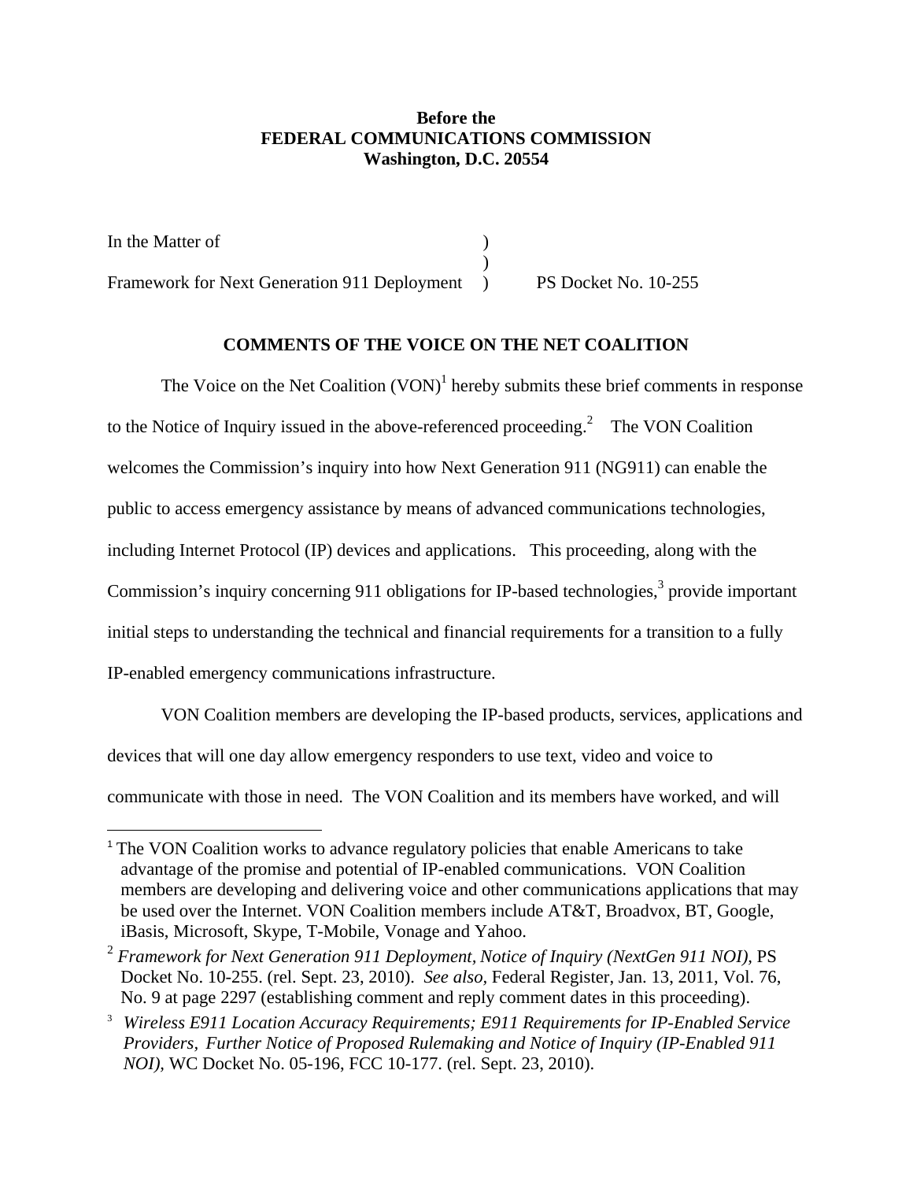**Before the**
**FEDERAL COMMUNICATIONS COMMISSION**
**Washington, D.C. 20554**

| | | |
|---|---|---|
| In the Matter of | ) | |
| | ) | |
| Framework for Next Generation 911 Deployment | ) | PS Docket No. 10-255 |

**COMMENTS OF THE VOICE ON THE NET COALITION**

The Voice on the Net Coalition (VON)[1] hereby submits these brief comments in response to the Notice of Inquiry issued in the above-referenced proceeding.[2] The VON Coalition welcomes the Commission's inquiry into how Next Generation 911 (NG911) can enable the public to access emergency assistance by means of advanced communications technologies, including Internet Protocol (IP) devices and applications. This proceeding, along with the Commission's inquiry concerning 911 obligations for IP-based technologies,[3] provide important initial steps to understanding the technical and financial requirements for a transition to a fully IP-enabled emergency communications infrastructure.

VON Coalition members are developing the IP-based products, services, applications and devices that will one day allow emergency responders to use text, video and voice to communicate with those in need. The VON Coalition and its members have worked, and will

---

[1] The VON Coalition works to advance regulatory policies that enable Americans to take advantage of the promise and potential of IP-enabled communications. VON Coalition members are developing and delivering voice and other communications applications that may be used over the Internet. VON Coalition members include AT&T, Broadvox, BT, Google, iBasis, Microsoft, Skype, T-Mobile, Vonage and Yahoo.

[2] *Framework for Next Generation 911 Deployment, Notice of Inquiry (NextGen 911 NOI)*, PS Docket No. 10-255. (rel. Sept. 23, 2010). *See also*, Federal Register, Jan. 13, 2011, Vol. 76, No. 9 at page 2297 (establishing comment and reply comment dates in this proceeding).

[3] *Wireless E911 Location Accuracy Requirements; E911 Requirements for IP-Enabled Service Providers, Further Notice of Proposed Rulemaking and Notice of Inquiry (IP-Enabled 911 NOI)*, WC Docket No. 05-196, FCC 10-177. (rel. Sept. 23, 2010).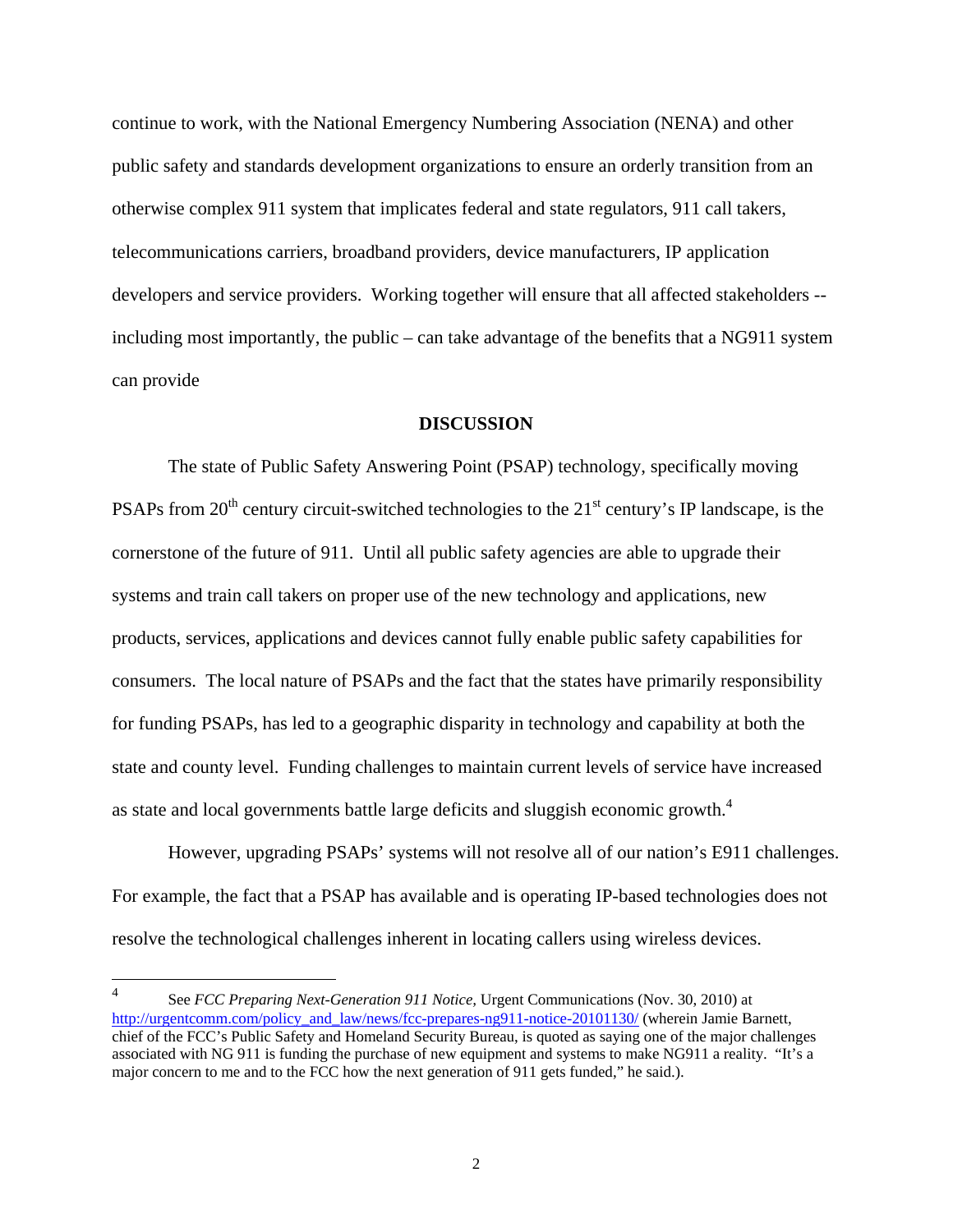continue to work, with the National Emergency Numbering Association (NENA) and other public safety and standards development organizations to ensure an orderly transition from an otherwise complex 911 system that implicates federal and state regulators, 911 call takers, telecommunications carriers, broadband providers, device manufacturers, IP application developers and service providers. Working together will ensure that all affected stakeholders -- including most importantly, the public – can take advantage of the benefits that a NG911 system can provide

## DISCUSSION

The state of Public Safety Answering Point (PSAP) technology, specifically moving PSAPs from 20th century circuit-switched technologies to the 21st century's IP landscape, is the cornerstone of the future of 911. Until all public safety agencies are able to upgrade their systems and train call takers on proper use of the new technology and applications, new products, services, applications and devices cannot fully enable public safety capabilities for consumers. The local nature of PSAPs and the fact that the states have primarily responsibility for funding PSAPs, has led to a geographic disparity in technology and capability at both the state and county level. Funding challenges to maintain current levels of service have increased as state and local governments battle large deficits and sluggish economic growth.[4]

However, upgrading PSAPs' systems will not resolve all of our nation's E911 challenges. For example, the fact that a PSAP has available and is operating IP-based technologies does not resolve the technological challenges inherent in locating callers using wireless devices.

---

[4] See *FCC Preparing Next-Generation 911 Notice*, Urgent Communications (Nov. 30, 2010) at http://urgentcomm.com/policy_and_law/news/fcc-prepares-ng911-notice-20101130/ (wherein Jamie Barnett, chief of the FCC's Public Safety and Homeland Security Bureau, is quoted as saying one of the major challenges associated with NG 911 is funding the purchase of new equipment and systems to make NG911 a reality. "It's a major concern to me and to the FCC how the next generation of 911 gets funded," he said.).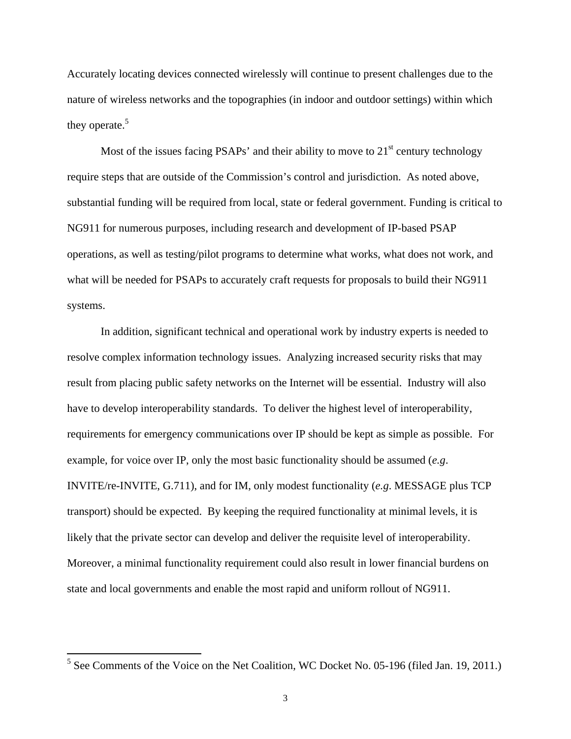Accurately locating devices connected wirelessly will continue to present challenges due to the nature of wireless networks and the topographies (in indoor and outdoor settings) within which they operate.[5]

Most of the issues facing PSAPs' and their ability to move to 21st century technology require steps that are outside of the Commission's control and jurisdiction. As noted above, substantial funding will be required from local, state or federal government. Funding is critical to NG911 for numerous purposes, including research and development of IP-based PSAP operations, as well as testing/pilot programs to determine what works, what does not work, and what will be needed for PSAPs to accurately craft requests for proposals to build their NG911 systems.

In addition, significant technical and operational work by industry experts is needed to resolve complex information technology issues. Analyzing increased security risks that may result from placing public safety networks on the Internet will be essential. Industry will also have to develop interoperability standards. To deliver the highest level of interoperability, requirements for emergency communications over IP should be kept as simple as possible. For example, for voice over IP, only the most basic functionality should be assumed (*e.g*. INVITE/re-INVITE, G.711), and for IM, only modest functionality (*e.g*. MESSAGE plus TCP transport) should be expected. By keeping the required functionality at minimal levels, it is likely that the private sector can develop and deliver the requisite level of interoperability. Moreover, a minimal functionality requirement could also result in lower financial burdens on state and local governments and enable the most rapid and uniform rollout of NG911.

---

[5] See Comments of the Voice on the Net Coalition, WC Docket No. 05-196 (filed Jan. 19, 2011.)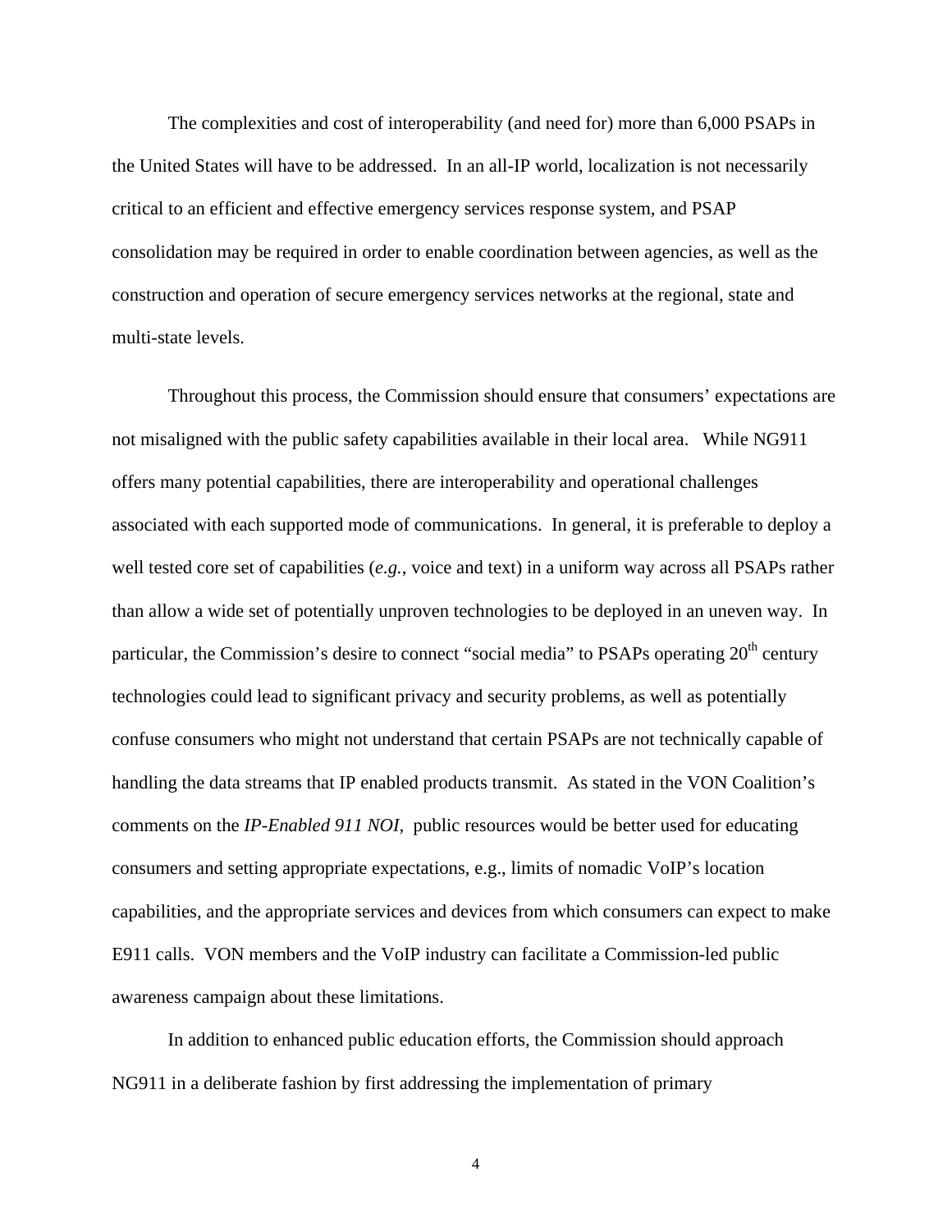The complexities and cost of interoperability (and need for) more than 6,000 PSAPs in the United States will have to be addressed. In an all-IP world, localization is not necessarily critical to an efficient and effective emergency services response system, and PSAP consolidation may be required in order to enable coordination between agencies, as well as the construction and operation of secure emergency services networks at the regional, state and multi-state levels.

Throughout this process, the Commission should ensure that consumers' expectations are not misaligned with the public safety capabilities available in their local area. While NG911 offers many potential capabilities, there are interoperability and operational challenges associated with each supported mode of communications. In general, it is preferable to deploy a well tested core set of capabilities (*e.g.*, voice and text) in a uniform way across all PSAPs rather than allow a wide set of potentially unproven technologies to be deployed in an uneven way. In particular, the Commission's desire to connect "social media" to PSAPs operating 20th century technologies could lead to significant privacy and security problems, as well as potentially confuse consumers who might not understand that certain PSAPs are not technically capable of handling the data streams that IP enabled products transmit. As stated in the VON Coalition's comments on the *IP-Enabled 911 NOI*, public resources would be better used for educating consumers and setting appropriate expectations, e.g., limits of nomadic VoIP's location capabilities, and the appropriate services and devices from which consumers can expect to make E911 calls. VON members and the VoIP industry can facilitate a Commission-led public awareness campaign about these limitations.

In addition to enhanced public education efforts, the Commission should approach NG911 in a deliberate fashion by first addressing the implementation of primary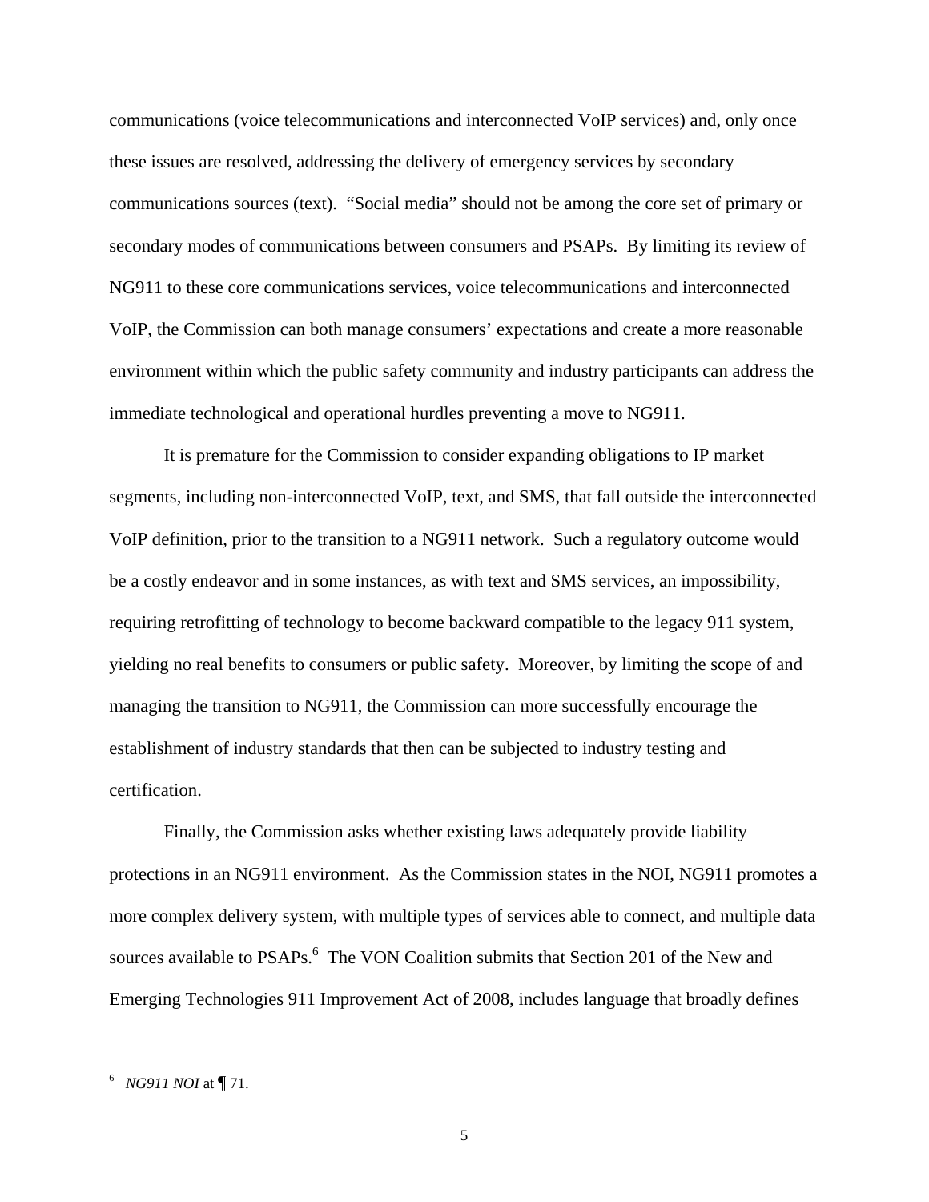communications (voice telecommunications and interconnected VoIP services) and, only once these issues are resolved, addressing the delivery of emergency services by secondary communications sources (text). "Social media" should not be among the core set of primary or secondary modes of communications between consumers and PSAPs. By limiting its review of NG911 to these core communications services, voice telecommunications and interconnected VoIP, the Commission can both manage consumers' expectations and create a more reasonable environment within which the public safety community and industry participants can address the immediate technological and operational hurdles preventing a move to NG911.

It is premature for the Commission to consider expanding obligations to IP market segments, including non-interconnected VoIP, text, and SMS, that fall outside the interconnected VoIP definition, prior to the transition to a NG911 network. Such a regulatory outcome would be a costly endeavor and in some instances, as with text and SMS services, an impossibility, requiring retrofitting of technology to become backward compatible to the legacy 911 system, yielding no real benefits to consumers or public safety. Moreover, by limiting the scope of and managing the transition to NG911, the Commission can more successfully encourage the establishment of industry standards that then can be subjected to industry testing and certification.

Finally, the Commission asks whether existing laws adequately provide liability protections in an NG911 environment. As the Commission states in the NOI, NG911 promotes a more complex delivery system, with multiple types of services able to connect, and multiple data sources available to PSAPs.[6] The VON Coalition submits that Section 201 of the New and Emerging Technologies 911 Improvement Act of 2008, includes language that broadly defines

---

[6] *NG911 NOI* at ¶ 71.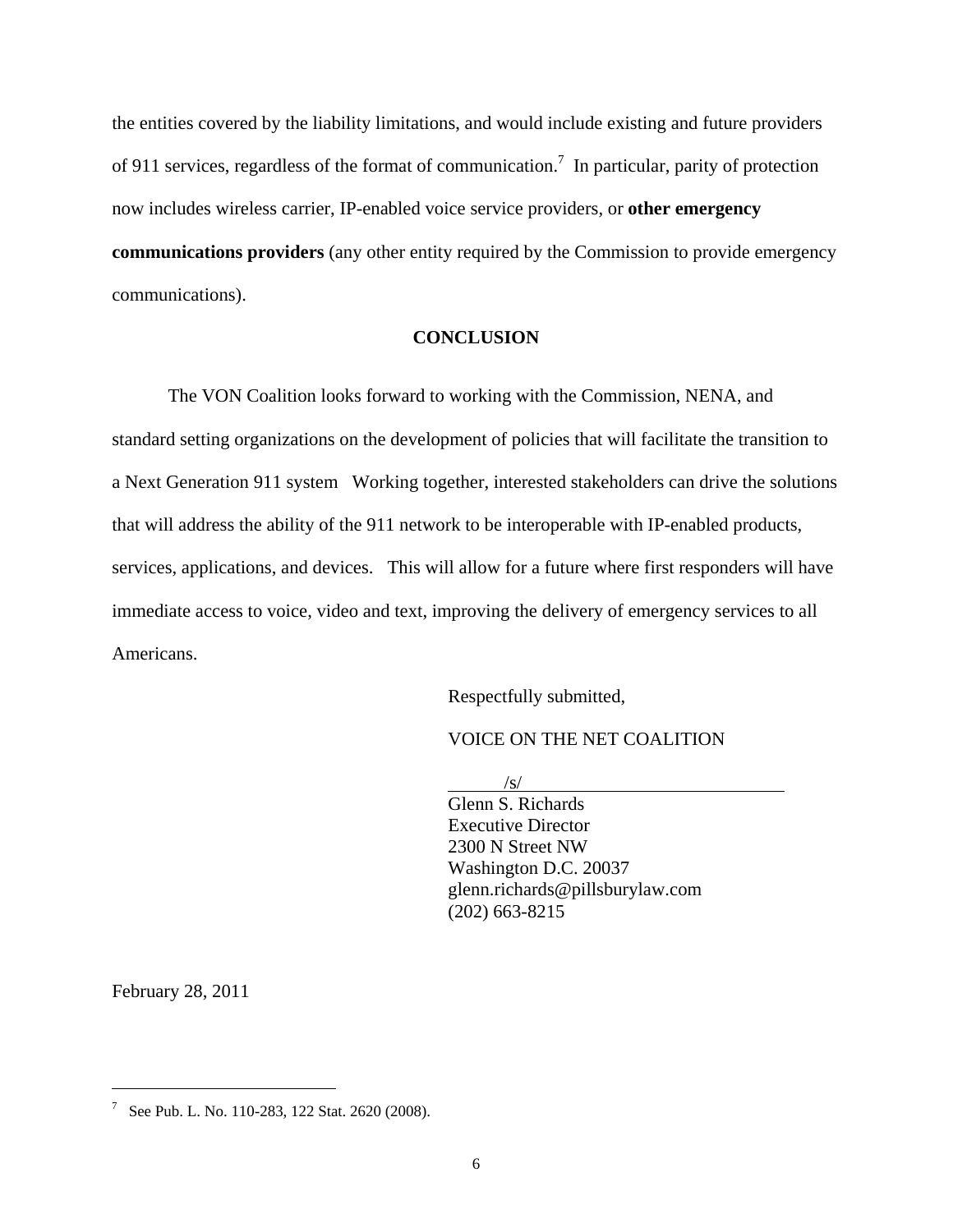the entities covered by the liability limitations, and would include existing and future providers of 911 services, regardless of the format of communication.[7] In particular, parity of protection now includes wireless carrier, IP-enabled voice service providers, or **other emergency communications providers** (any other entity required by the Commission to provide emergency communications).

## CONCLUSION

The VON Coalition looks forward to working with the Commission, NENA, and standard setting organizations on the development of policies that will facilitate the transition to a Next Generation 911 system Working together, interested stakeholders can drive the solutions that will address the ability of the 911 network to be interoperable with IP-enabled products, services, applications, and devices. This will allow for a future where first responders will have immediate access to voice, video and text, improving the delivery of emergency services to all Americans.

Respectfully submitted,

VOICE ON THE NET COALITION

/s/

Glenn S. Richards
Executive Director
2300 N Street NW
Washington D.C. 20037
glenn.richards@pillsburylaw.com
(202) 663-8215

February 28, 2011

---

[7] See Pub. L. No. 110-283, 122 Stat. 2620 (2008).